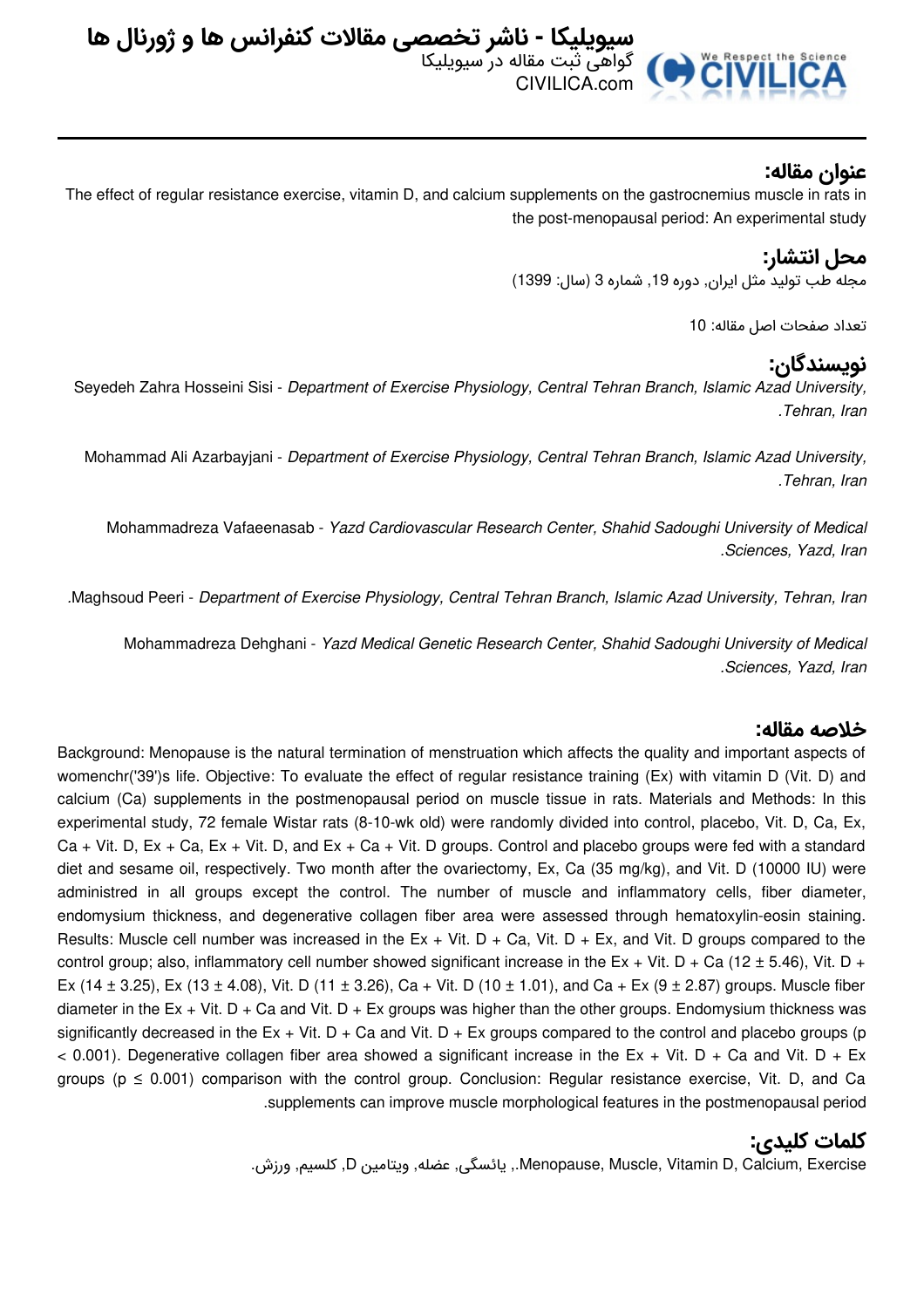# سیویلیکا - ناشر تخصصی مقالات کنفرانس ها و ژورنال ها

گواهی ثبت مقاله در سیویلیکا

CIVILICA.com

## عنوان مقاله:

The effect of regular resistance exercise, vitamin D, and calcium supplements on the gastrocnemius muscle in rats in the post-menopausal period: An experimental study

## محل انتشار:

مجله طب تولید مثل ایران, دوره 19, شماره 3 (سال: 1399)

تعداد صفحات اصل مقاله: 10

## نویسندگان:

Seyedeh Zahra Hosseini Sisi - *Department of Exercise Physiology, Central Tehran Branch, Islamic Azad University, Tehran, Iran.*

Mohammad Ali Azarbayjani - *Department of Exercise Physiology, Central Tehran Branch, Islamic Azad University, Tehran, Iran.*

Mohammadreza Vafaeenasab - *Yazd Cardiovascular Research Center, Shahid Sadoughi University of Medical Sciences, Yazd, Iran.*

Maghsoud Peeri - *Department of Exercise Physiology, Central Tehran Branch, Islamic Azad University, Tehran, Iran.*

Mohammadreza Dehghani - *Yazd Medical Genetic Research Center, Shahid Sadoughi University of Medical Sciences, Yazd, Iran.*

## خلاصه مقاله:

Background: Menopause is the natural termination of menstruation which affects the quality and important aspects of womenchr('39')s life. Objective: To evaluate the effect of regular resistance training (Ex) with vitamin D (Vit. D) and calcium (Ca) supplements in the postmenopausal period on muscle tissue in rats. Materials and Methods: In this experimental study, 72 female Wistar rats (8-10-wk old) were randomly divided into control, placebo, Vit. D, Ca, Ex, Ca + Vit. D, Ex + Ca, Ex + Vit. D, and Ex + Ca + Vit. D groups. Control and placebo groups were fed with a standard diet and sesame oil, respectively. Two month after the ovariectomy, Ex, Ca (35 mg/kg), and Vit. D (10000 IU) were administred in all groups except the control. The number of muscle and inflammatory cells, fiber diameter, endomysium thickness, and degenerative collagen fiber area were assessed through hematoxylin-eosin staining. Results: Muscle cell number was increased in the Ex + Vit. D + Ca, Vit. D + Ex, and Vit. D groups compared to the control group; also, inflammatory cell number showed significant increase in the Ex + Vit. D + Ca (12 ± 5.46), Vit. D + Ex (14 ± 3.25), Ex (13 ± 4.08), Vit. D (11 ± 3.26), Ca + Vit. D (10 ± 1.01), and Ca + Ex (9 ± 2.87) groups. Muscle fiber diameter in the Ex + Vit. D + Ca and Vit. D + Ex groups was higher than the other groups. Endomysium thickness was significantly decreased in the Ex + Vit. D + Ca and Vit. D + Ex groups compared to the control and placebo groups ($p < 0.001$). Degenerative collagen fiber area showed a significant increase in the Ex + Vit. D + Ca and Vit. D + Ex groups ($p \leq 0.001$) comparison with the control group. Conclusion: Regular resistance exercise, Vit. D, and Ca supplements can improve muscle morphological features in the postmenopausal period.

## کلمات کلیدی:

Menopause, Muscle, Vitamin D, Calcium, Exercise., یائسگی, عضله, ویتامین D, کلسیم, ورزش.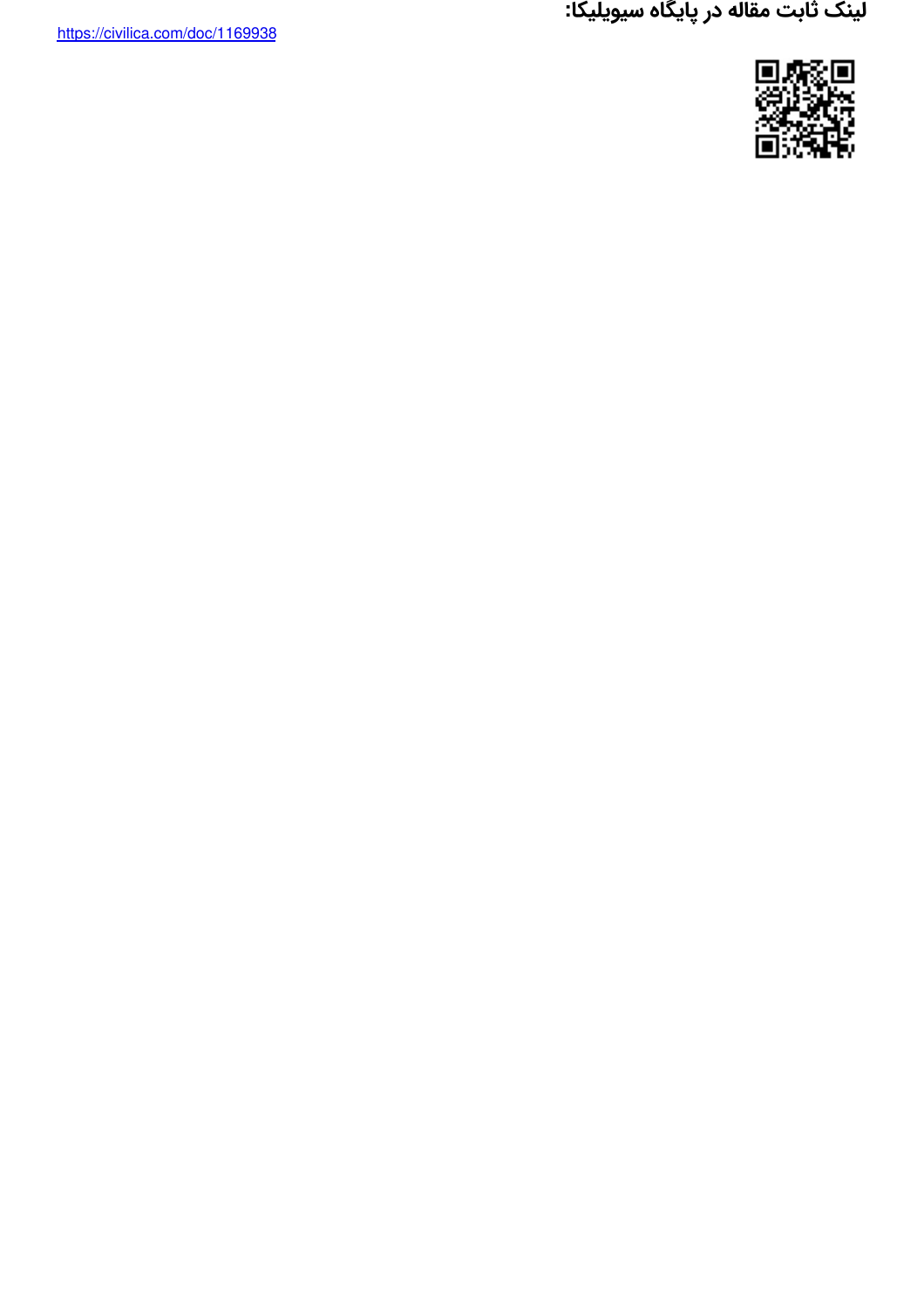**لینک ثابت مقاله در پایگاه سیویلیکا:**

https://civilica.com/doc/1169938